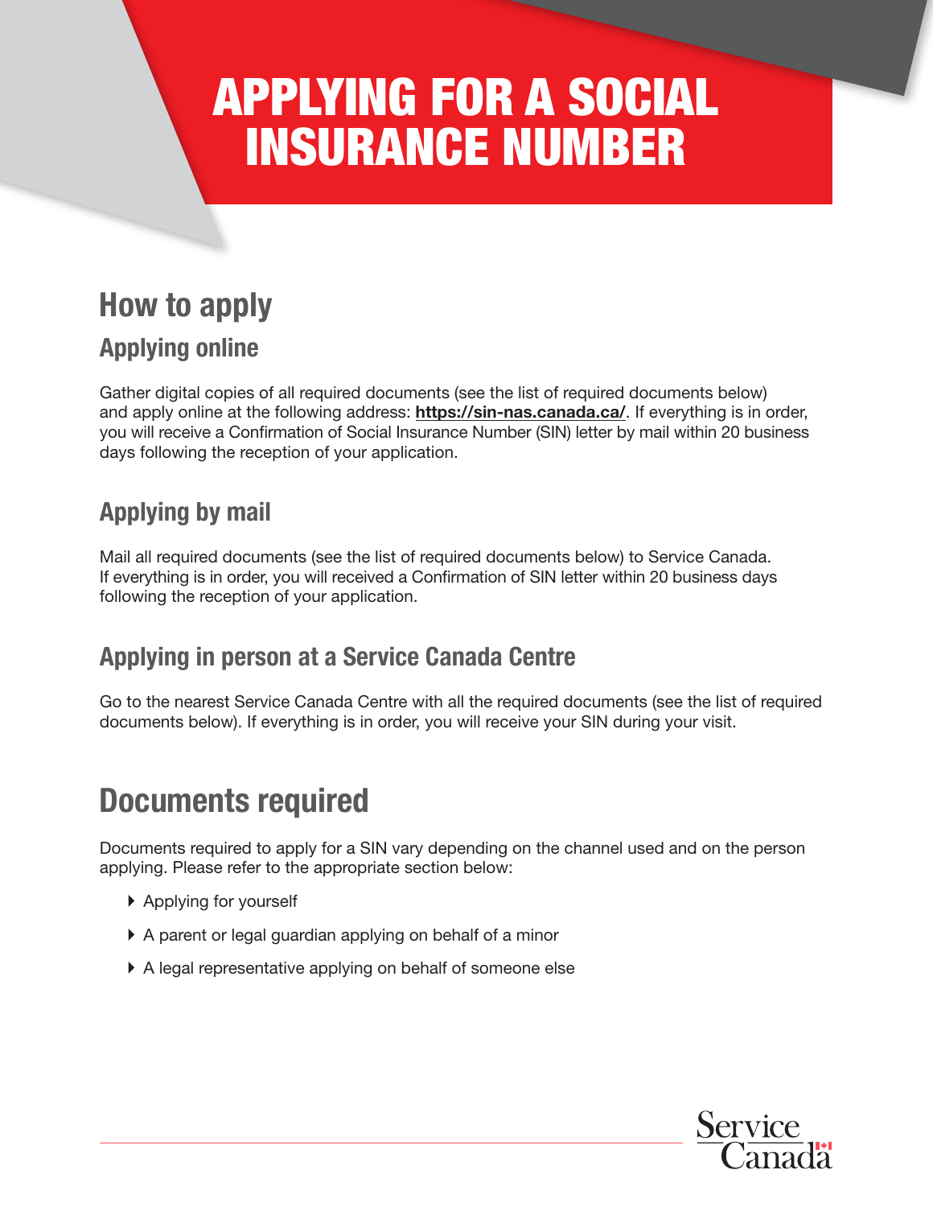# APPLYING FOR A SOCIAL INSURANCE NUMBER

## How to apply

### Applying online

Gather digital copies of all required documents (see the list of required documents below) and apply online at the following address: **https://sin-nas.canada.ca/**. If everything is in order, you will receive a Confirmation of Social Insurance Number (SIN) letter by mail within 20 business days following the reception of your application.

### Applying by mail

Mail all required documents (see the list of required documents below) to Service Canada. If everything is in order, you will received a Confirmation of SIN letter within 20 business days following the reception of your application.

### Applying in person at a Service Canada Centre

Go to the nearest Service Canada Centre with all the required documents (see the list of required documents below). If everything is in order, you will receive your SIN during your visit.

## Documents required

Documents required to apply for a SIN vary depending on the channel used and on the person applying. Please refer to the appropriate section below:

- Applying for yourself
- A parent or legal guardian applying on behalf of a minor
- A legal representative applying on behalf of someone else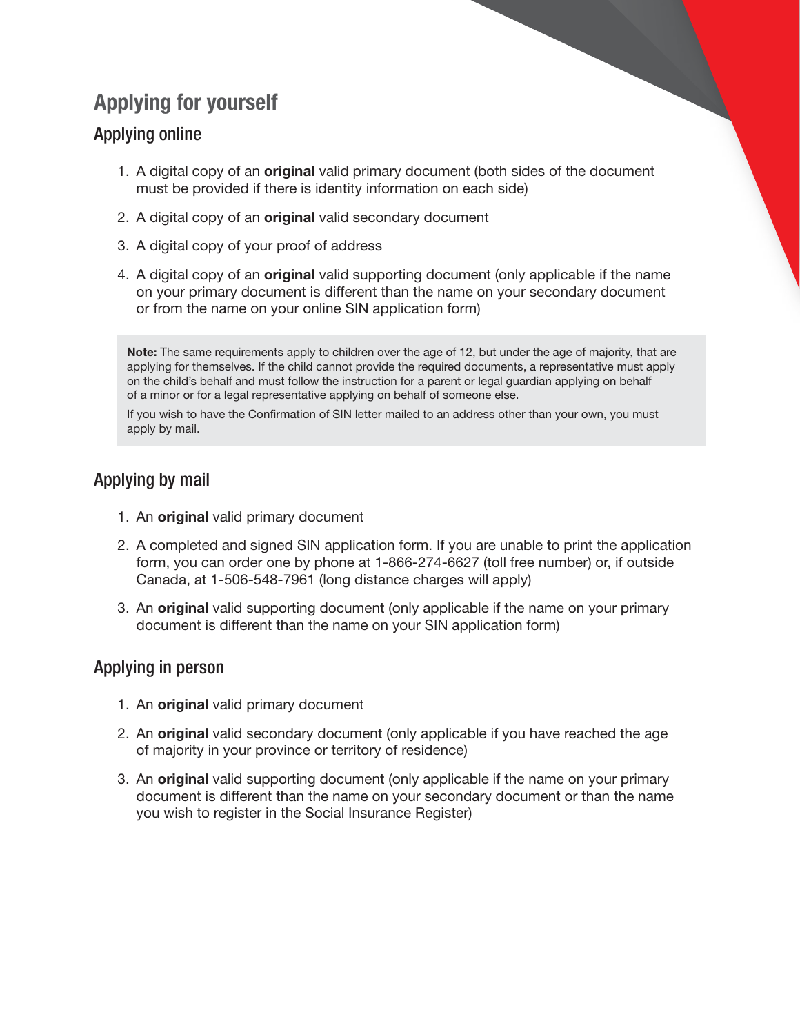## Applying for yourself

### Applying online

1. A digital copy of an **original** valid primary document (both sides of the document must be provided if there is identity information on each side)
2. A digital copy of an **original** valid secondary document
3. A digital copy of your proof of address
4. A digital copy of an **original** valid supporting document (only applicable if the name on your primary document is different than the name on your secondary document or from the name on your online SIN application form)

> **Note:** The same requirements apply to children over the age of 12, but under the age of majority, that are applying for themselves. If the child cannot provide the required documents, a representative must apply on the child's behalf and must follow the instruction for a parent or legal guardian applying on behalf of a minor or for a legal representative applying on behalf of someone else.
>
> If you wish to have the Confirmation of SIN letter mailed to an address other than your own, you must apply by mail.

### Applying by mail

1. An **original** valid primary document
2. A completed and signed SIN application form. If you are unable to print the application form, you can order one by phone at 1-866-274-6627 (toll free number) or, if outside Canada, at 1-506-548-7961 (long distance charges will apply)
3. An **original** valid supporting document (only applicable if the name on your primary document is different than the name on your SIN application form)

### Applying in person

1. An **original** valid primary document
2. An **original** valid secondary document (only applicable if you have reached the age of majority in your province or territory of residence)
3. An **original** valid supporting document (only applicable if the name on your primary document is different than the name on your secondary document or than the name you wish to register in the Social Insurance Register)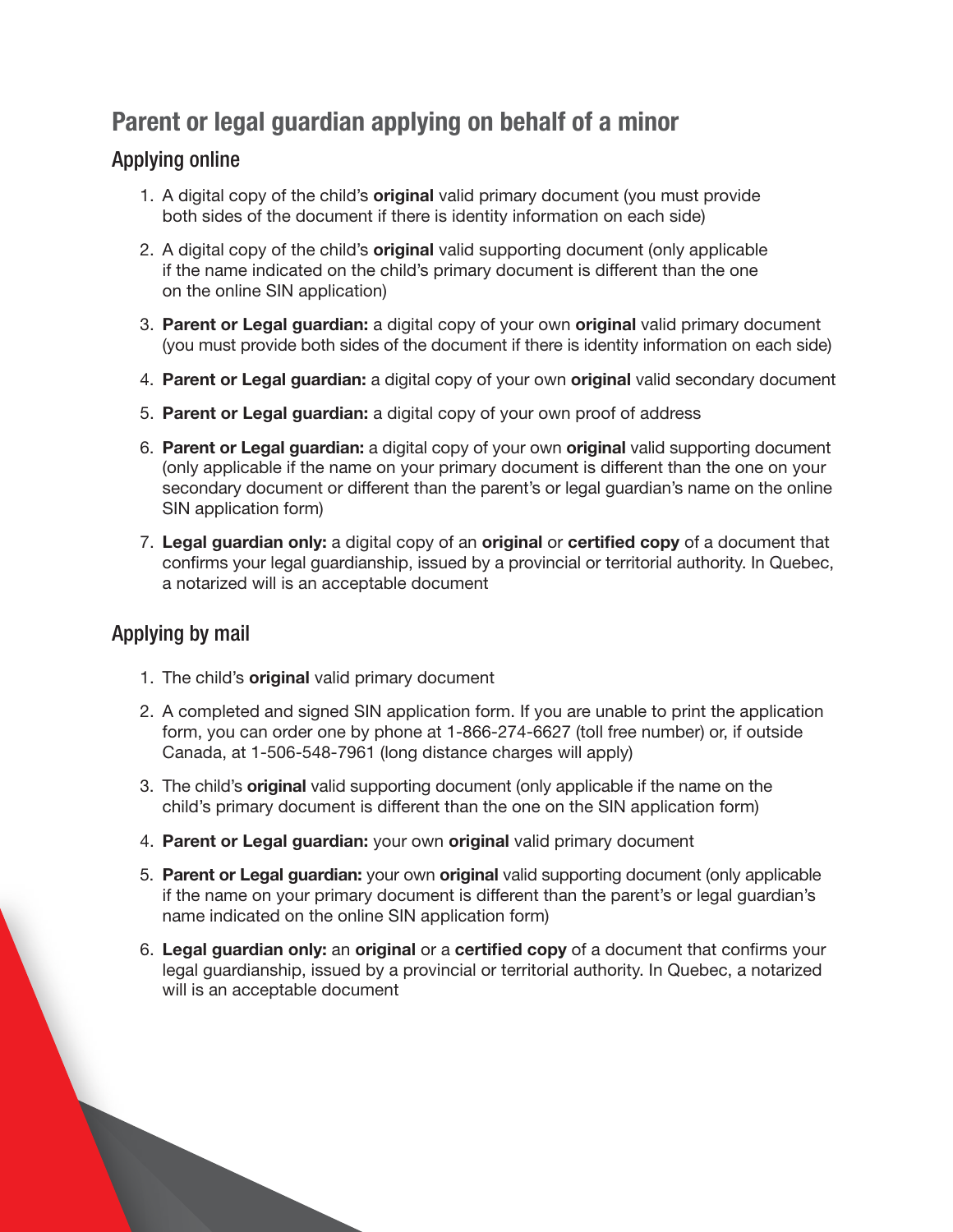## Parent or legal guardian applying on behalf of a minor

### Applying online

1. A digital copy of the child's **original** valid primary document (you must provide both sides of the document if there is identity information on each side)
2. A digital copy of the child's **original** valid supporting document (only applicable if the name indicated on the child's primary document is different than the one on the online SIN application)
3. **Parent or Legal guardian:** a digital copy of your own **original** valid primary document (you must provide both sides of the document if there is identity information on each side)
4. **Parent or Legal guardian:** a digital copy of your own **original** valid secondary document
5. **Parent or Legal guardian:** a digital copy of your own proof of address
6. **Parent or Legal guardian:** a digital copy of your own **original** valid supporting document (only applicable if the name on your primary document is different than the one on your secondary document or different than the parent's or legal guardian's name on the online SIN application form)
7. **Legal guardian only:** a digital copy of an **original** or **certified copy** of a document that confirms your legal guardianship, issued by a provincial or territorial authority. In Quebec, a notarized will is an acceptable document

### Applying by mail

1. The child's **original** valid primary document
2. A completed and signed SIN application form. If you are unable to print the application form, you can order one by phone at 1-866-274-6627 (toll free number) or, if outside Canada, at 1-506-548-7961 (long distance charges will apply)
3. The child's **original** valid supporting document (only applicable if the name on the child's primary document is different than the one on the SIN application form)
4. **Parent or Legal guardian:** your own **original** valid primary document
5. **Parent or Legal guardian:** your own **original** valid supporting document (only applicable if the name on your primary document is different than the parent's or legal guardian's name indicated on the online SIN application form)
6. **Legal guardian only:** an **original** or a **certified copy** of a document that confirms your legal guardianship, issued by a provincial or territorial authority. In Quebec, a notarized will is an acceptable document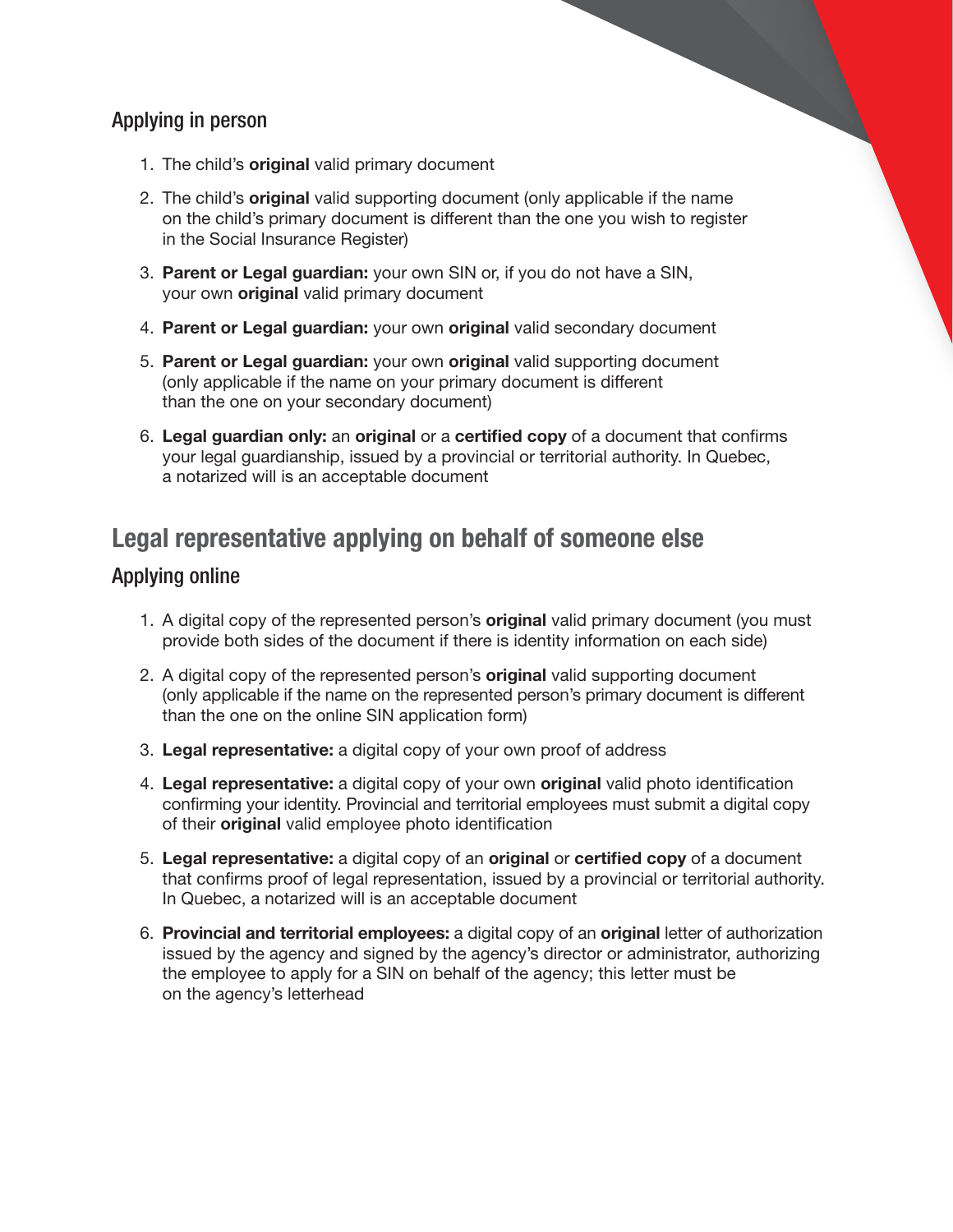### Applying in person

1. The child's **original** valid primary document
2. The child's **original** valid supporting document (only applicable if the name on the child's primary document is different than the one you wish to register in the Social Insurance Register)
3. **Parent or Legal guardian:** your own SIN or, if you do not have a SIN, your own **original** valid primary document
4. **Parent or Legal guardian:** your own **original** valid secondary document
5. **Parent or Legal guardian:** your own **original** valid supporting document (only applicable if the name on your primary document is different than the one on your secondary document)
6. **Legal guardian only:** an **original** or a **certified copy** of a document that confirms your legal guardianship, issued by a provincial or territorial authority. In Quebec, a notarized will is an acceptable document

## Legal representative applying on behalf of someone else

### Applying online

1. A digital copy of the represented person's **original** valid primary document (you must provide both sides of the document if there is identity information on each side)
2. A digital copy of the represented person's **original** valid supporting document (only applicable if the name on the represented person's primary document is different than the one on the online SIN application form)
3. **Legal representative:** a digital copy of your own proof of address
4. **Legal representative:** a digital copy of your own **original** valid photo identification confirming your identity. Provincial and territorial employees must submit a digital copy of their **original** valid employee photo identification
5. **Legal representative:** a digital copy of an **original** or **certified copy** of a document that confirms proof of legal representation, issued by a provincial or territorial authority. In Quebec, a notarized will is an acceptable document
6. **Provincial and territorial employees:** a digital copy of an **original** letter of authorization issued by the agency and signed by the agency's director or administrator, authorizing the employee to apply for a SIN on behalf of the agency; this letter must be on the agency's letterhead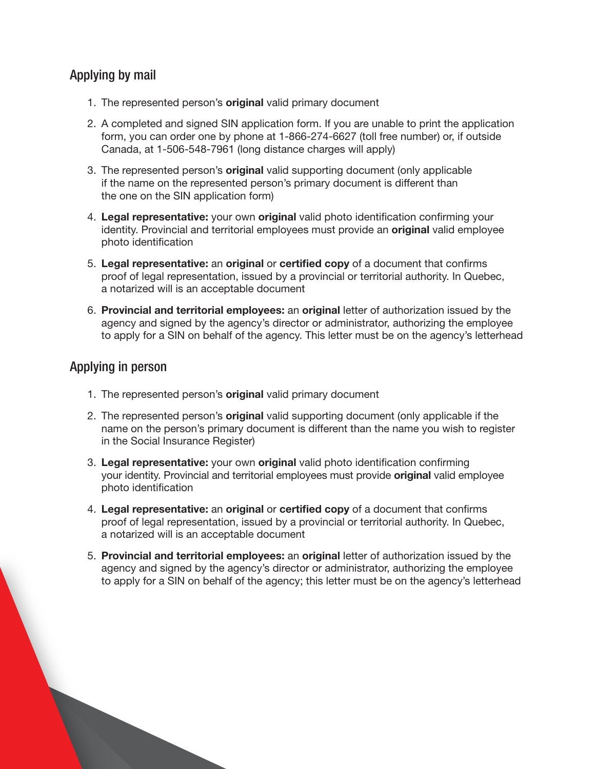## Applying by mail

1. The represented person's **original** valid primary document
2. A completed and signed SIN application form. If you are unable to print the application form, you can order one by phone at 1-866-274-6627 (toll free number) or, if outside Canada, at 1-506-548-7961 (long distance charges will apply)
3. The represented person's **original** valid supporting document (only applicable if the name on the represented person's primary document is different than the one on the SIN application form)
4. **Legal representative:** your own **original** valid photo identification confirming your identity. Provincial and territorial employees must provide an **original** valid employee photo identification
5. **Legal representative:** an **original** or **certified copy** of a document that confirms proof of legal representation, issued by a provincial or territorial authority. In Quebec, a notarized will is an acceptable document
6. **Provincial and territorial employees:** an **original** letter of authorization issued by the agency and signed by the agency's director or administrator, authorizing the employee to apply for a SIN on behalf of the agency. This letter must be on the agency's letterhead

## Applying in person

1. The represented person's **original** valid primary document
2. The represented person's **original** valid supporting document (only applicable if the name on the person's primary document is different than the name you wish to register in the Social Insurance Register)
3. **Legal representative:** your own **original** valid photo identification confirming your identity. Provincial and territorial employees must provide **original** valid employee photo identification
4. **Legal representative:** an **original** or **certified copy** of a document that confirms proof of legal representation, issued by a provincial or territorial authority. In Quebec, a notarized will is an acceptable document
5. **Provincial and territorial employees:** an **original** letter of authorization issued by the agency and signed by the agency's director or administrator, authorizing the employee to apply for a SIN on behalf of the agency; this letter must be on the agency's letterhead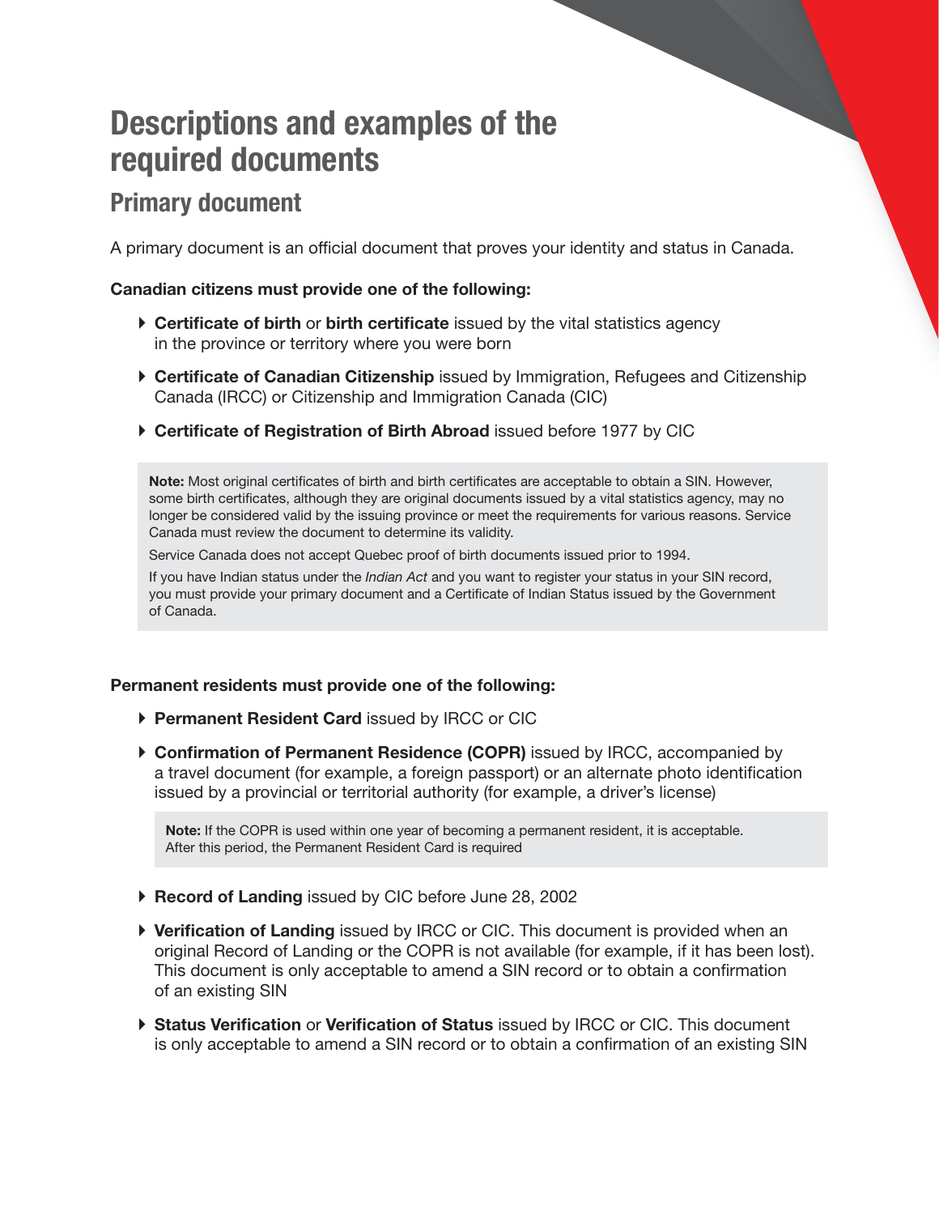# Descriptions and examples of the required documents

## Primary document

A primary document is an official document that proves your identity and status in Canada.

**Canadian citizens must provide one of the following:**

- **Certificate of birth** or **birth certificate** issued by the vital statistics agency in the province or territory where you were born
- **Certificate of Canadian Citizenship** issued by Immigration, Refugees and Citizenship Canada (IRCC) or Citizenship and Immigration Canada (CIC)
- **Certificate of Registration of Birth Abroad** issued before 1977 by CIC

> **Note:** Most original certificates of birth and birth certificates are acceptable to obtain a SIN. However, some birth certificates, although they are original documents issued by a vital statistics agency, may no longer be considered valid by the issuing province or meet the requirements for various reasons. Service Canada must review the document to determine its validity.
>
> Service Canada does not accept Quebec proof of birth documents issued prior to 1994.
>
> If you have Indian status under the *Indian Act* and you want to register your status in your SIN record, you must provide your primary document and a Certificate of Indian Status issued by the Government of Canada.

**Permanent residents must provide one of the following:**

- **Permanent Resident Card** issued by IRCC or CIC
- **Confirmation of Permanent Residence (COPR)** issued by IRCC, accompanied by a travel document (for example, a foreign passport) or an alternate photo identification issued by a provincial or territorial authority (for example, a driver's license)

> **Note:** If the COPR is used within one year of becoming a permanent resident, it is acceptable. After this period, the Permanent Resident Card is required

- **Record of Landing** issued by CIC before June 28, 2002
- **Verification of Landing** issued by IRCC or CIC. This document is provided when an original Record of Landing or the COPR is not available (for example, if it has been lost). This document is only acceptable to amend a SIN record or to obtain a confirmation of an existing SIN
- **Status Verification** or **Verification of Status** issued by IRCC or CIC. This document is only acceptable to amend a SIN record or to obtain a confirmation of an existing SIN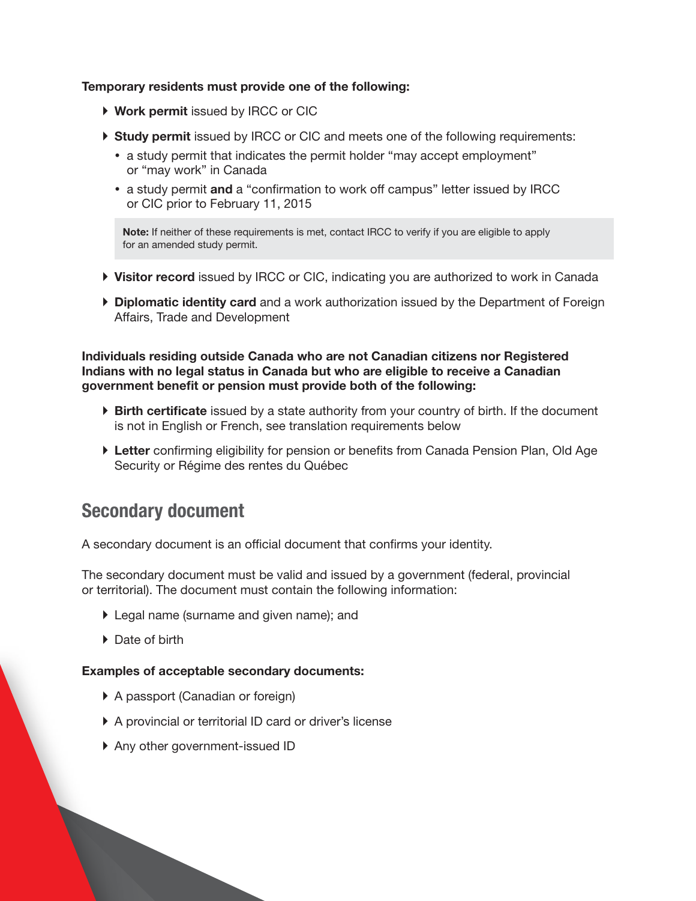**Temporary residents must provide one of the following:**

- **Work permit** issued by IRCC or CIC
- **Study permit** issued by IRCC or CIC and meets one of the following requirements:
  - a study permit that indicates the permit holder "may accept employment" or "may work" in Canada
  - a study permit **and** a "confirmation to work off campus" letter issued by IRCC or CIC prior to February 11, 2015

  > **Note:** If neither of these requirements is met, contact IRCC to verify if you are eligible to apply for an amended study permit.

- **Visitor record** issued by IRCC or CIC, indicating you are authorized to work in Canada
- **Diplomatic identity card** and a work authorization issued by the Department of Foreign Affairs, Trade and Development

**Individuals residing outside Canada who are not Canadian citizens nor Registered Indians with no legal status in Canada but who are eligible to receive a Canadian government benefit or pension must provide both of the following:**

- **Birth certificate** issued by a state authority from your country of birth. If the document is not in English or French, see translation requirements below
- **Letter** confirming eligibility for pension or benefits from Canada Pension Plan, Old Age Security or Régime des rentes du Québec

## Secondary document

A secondary document is an official document that confirms your identity.

The secondary document must be valid and issued by a government (federal, provincial or territorial). The document must contain the following information:

- Legal name (surname and given name); and
- Date of birth

**Examples of acceptable secondary documents:**

- A passport (Canadian or foreign)
- A provincial or territorial ID card or driver's license
- Any other government-issued ID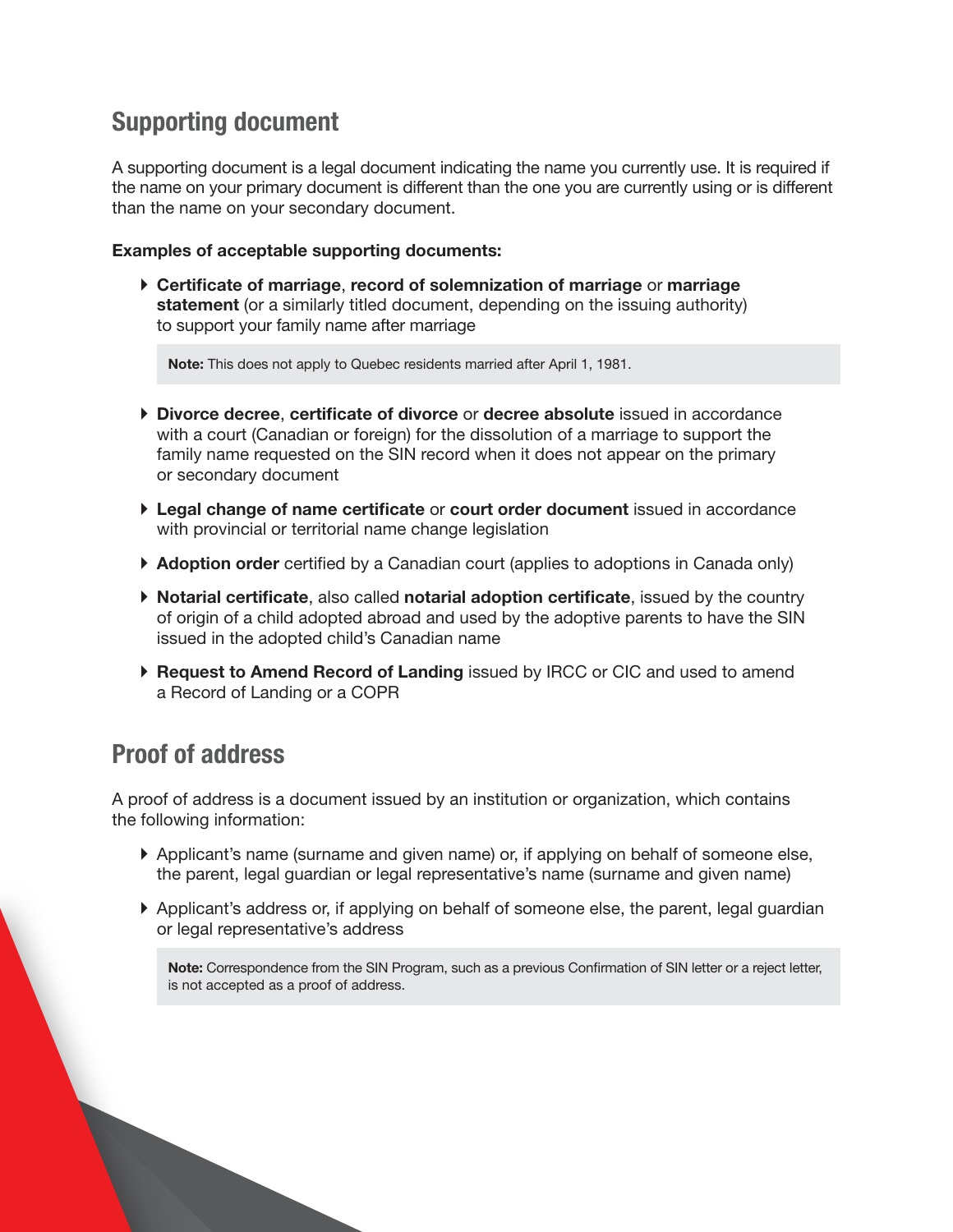## Supporting document

A supporting document is a legal document indicating the name you currently use. It is required if the name on your primary document is different than the one you are currently using or is different than the name on your secondary document.

**Examples of acceptable supporting documents:**

- **Certificate of marriage**, **record of solemnization of marriage** or **marriage statement** (or a similarly titled document, depending on the issuing authority) to support your family name after marriage

  > **Note:** This does not apply to Quebec residents married after April 1, 1981.

- **Divorce decree**, **certificate of divorce** or **decree absolute** issued in accordance with a court (Canadian or foreign) for the dissolution of a marriage to support the family name requested on the SIN record when it does not appear on the primary or secondary document
- **Legal change of name certificate** or **court order document** issued in accordance with provincial or territorial name change legislation
- **Adoption order** certified by a Canadian court (applies to adoptions in Canada only)
- **Notarial certificate**, also called **notarial adoption certificate**, issued by the country of origin of a child adopted abroad and used by the adoptive parents to have the SIN issued in the adopted child's Canadian name
- **Request to Amend Record of Landing** issued by IRCC or CIC and used to amend a Record of Landing or a COPR

## Proof of address

A proof of address is a document issued by an institution or organization, which contains the following information:

- Applicant's name (surname and given name) or, if applying on behalf of someone else, the parent, legal guardian or legal representative's name (surname and given name)
- Applicant's address or, if applying on behalf of someone else, the parent, legal guardian or legal representative's address

  > **Note:** Correspondence from the SIN Program, such as a previous Confirmation of SIN letter or a reject letter, is not accepted as a proof of address.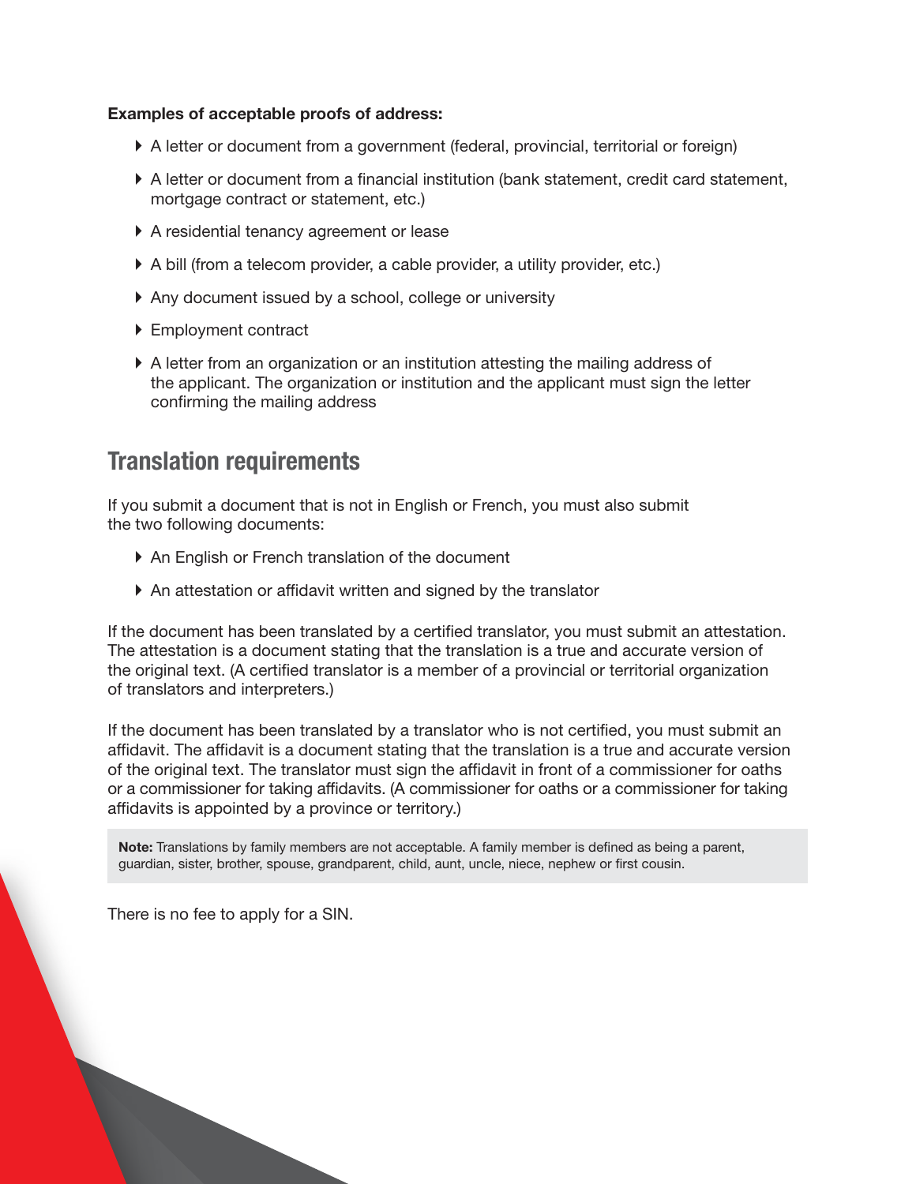**Examples of acceptable proofs of address:**

- A letter or document from a government (federal, provincial, territorial or foreign)
- A letter or document from a financial institution (bank statement, credit card statement, mortgage contract or statement, etc.)
- A residential tenancy agreement or lease
- A bill (from a telecom provider, a cable provider, a utility provider, etc.)
- Any document issued by a school, college or university
- Employment contract
- A letter from an organization or an institution attesting the mailing address of the applicant. The organization or institution and the applicant must sign the letter confirming the mailing address

## Translation requirements

If you submit a document that is not in English or French, you must also submit the two following documents:

- An English or French translation of the document
- An attestation or affidavit written and signed by the translator

If the document has been translated by a certified translator, you must submit an attestation. The attestation is a document stating that the translation is a true and accurate version of the original text. (A certified translator is a member of a provincial or territorial organization of translators and interpreters.)

If the document has been translated by a translator who is not certified, you must submit an affidavit. The affidavit is a document stating that the translation is a true and accurate version of the original text. The translator must sign the affidavit in front of a commissioner for oaths or a commissioner for taking affidavits. (A commissioner for oaths or a commissioner for taking affidavits is appointed by a province or territory.)

> **Note:** Translations by family members are not acceptable. A family member is defined as being a parent, guardian, sister, brother, spouse, grandparent, child, aunt, uncle, niece, nephew or first cousin.

There is no fee to apply for a SIN.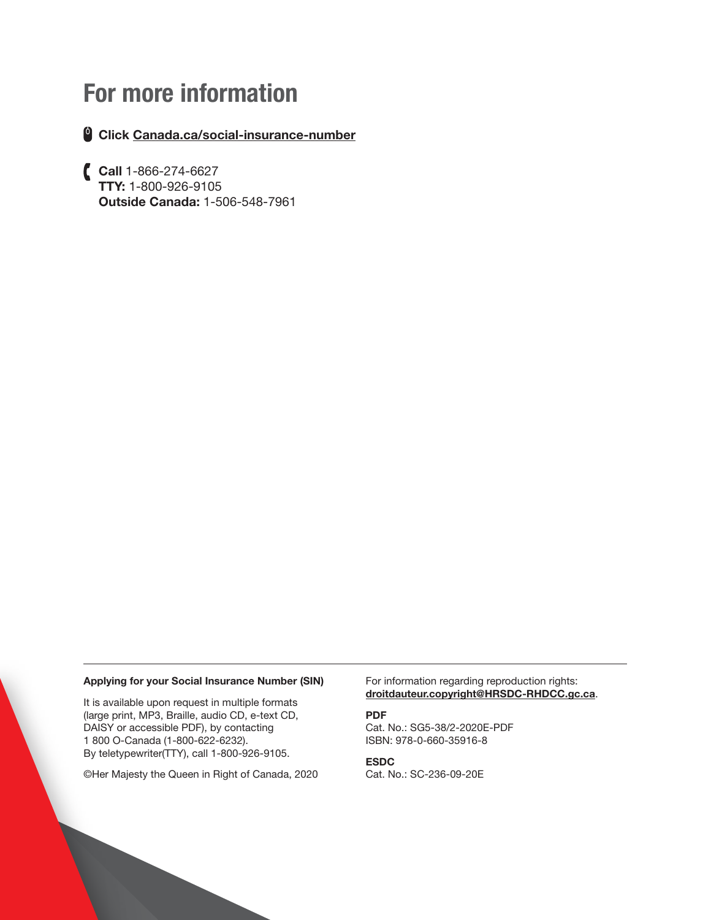# For more information

**Click** [Canada.ca/social-insurance-number](Canada.ca/social-insurance-number)

**Call** 1-866-274-6627
**TTY:** 1-800-926-9105
**Outside Canada:** 1-506-548-7961

---

**Applying for your Social Insurance Number (SIN)**

It is available upon request in multiple formats (large print, MP3, Braille, audio CD, e-text CD, DAISY or accessible PDF), by contacting 1 800 O-Canada (1-800-622-6232). By teletypewriter(TTY), call 1-800-926-9105.

©Her Majesty the Queen in Right of Canada, 2020

For information regarding reproduction rights: **droitdauteur.copyright@HRSDC-RHDCC.gc.ca**.

**PDF**
Cat. No.: SG5-38/2-2020E-PDF
ISBN: 978-0-660-35916-8

**ESDC**
Cat. No.: SC-236-09-20E